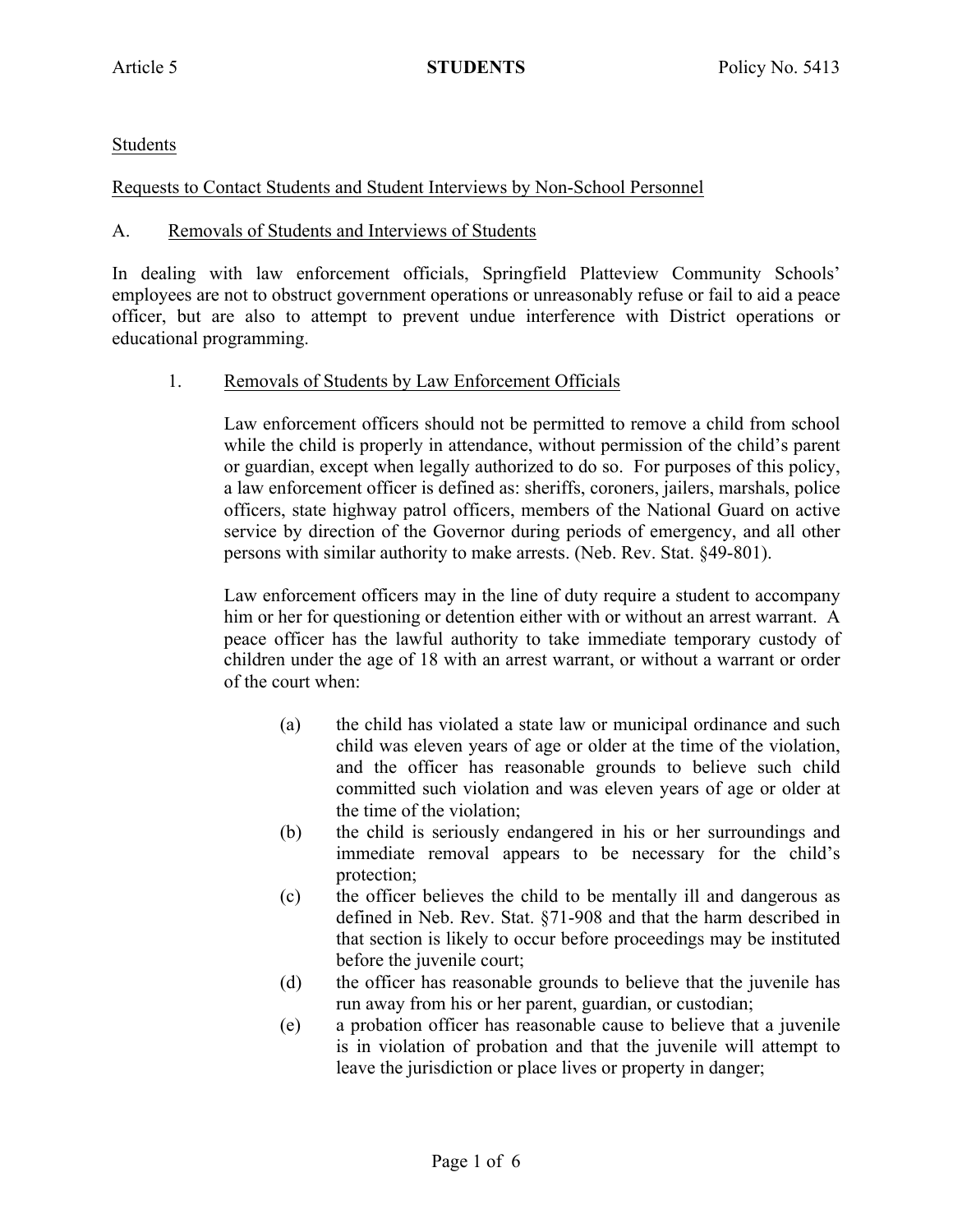Students

## Requests to Contact Students and Student Interviews by Non-School Personnel

### A. Removals of Students and Interviews of Students

In dealing with law enforcement officials, Springfield Platteview Community Schools' employees are not to obstruct government operations or unreasonably refuse or fail to aid a peace officer, but are also to attempt to prevent undue interference with District operations or educational programming.

#### 1. Removals of Students by Law Enforcement Officials

Law enforcement officers should not be permitted to remove a child from school while the child is properly in attendance, without permission of the child's parent or guardian, except when legally authorized to do so. For purposes of this policy, a law enforcement officer is defined as: sheriffs, coroners, jailers, marshals, police officers, state highway patrol officers, members of the National Guard on active service by direction of the Governor during periods of emergency, and all other persons with similar authority to make arrests. (Neb. Rev. Stat. §49-801).

Law enforcement officers may in the line of duty require a student to accompany him or her for questioning or detention either with or without an arrest warrant. A peace officer has the lawful authority to take immediate temporary custody of children under the age of 18 with an arrest warrant, or without a warrant or order of the court when:

(a) the child has violated a state law or municipal ordinance and such child was eleven years of age or older at the time of the violation, and the officer has reasonable grounds to believe such child committed such violation and was eleven years of age or older at the time of the violation;

(b) the child is seriously endangered in his or her surroundings and immediate removal appears to be necessary for the child's protection;

(c) the officer believes the child to be mentally ill and dangerous as defined in Neb. Rev. Stat. §71-908 and that the harm described in that section is likely to occur before proceedings may be instituted before the juvenile court;

(d) the officer has reasonable grounds to believe that the juvenile has run away from his or her parent, guardian, or custodian;

(e) a probation officer has reasonable cause to believe that a juvenile is in violation of probation and that the juvenile will attempt to leave the jurisdiction or place lives or property in danger;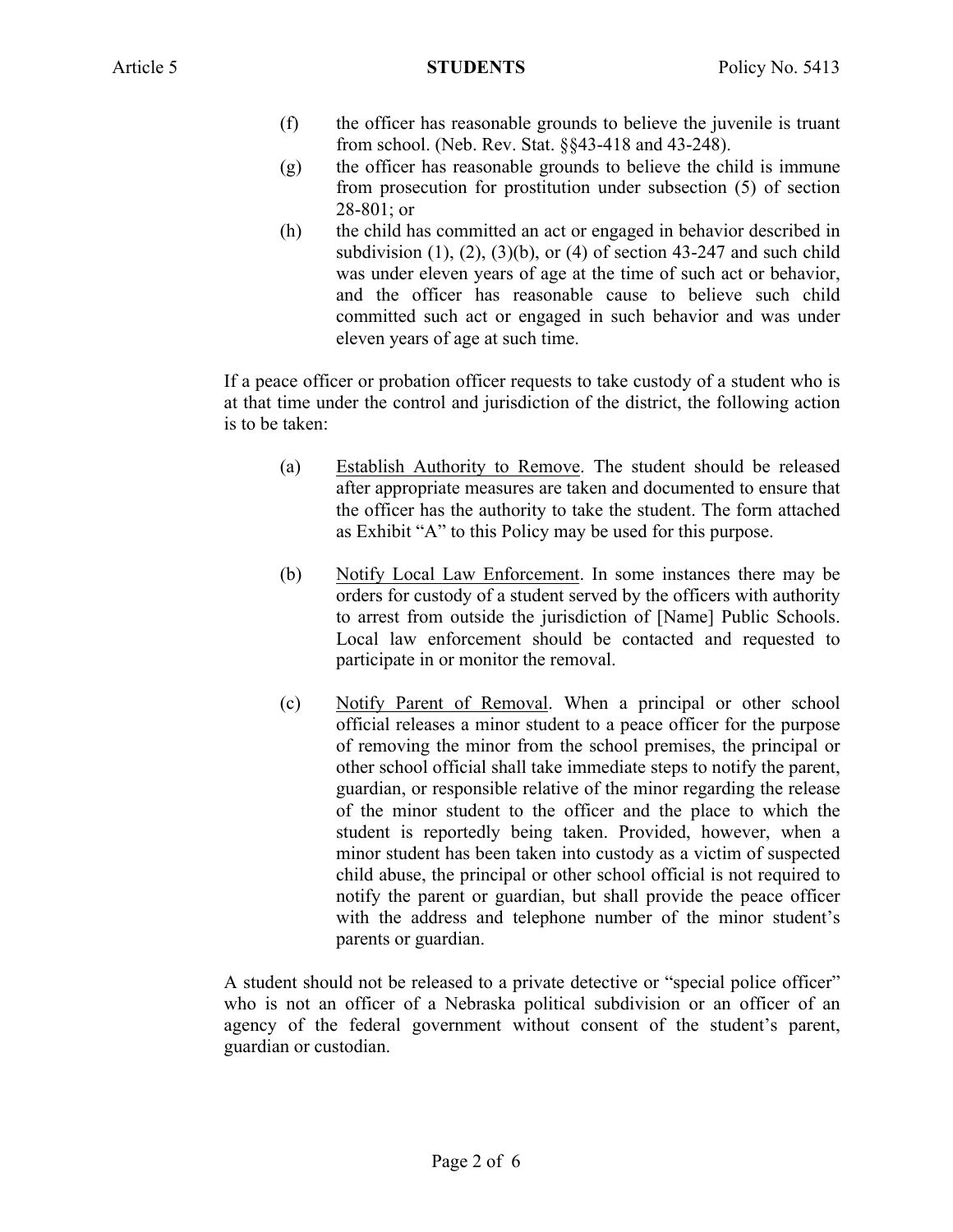(f) the officer has reasonable grounds to believe the juvenile is truant from school. (Neb. Rev. Stat. §§43-418 and 43-248).

(g) the officer has reasonable grounds to believe the child is immune from prosecution for prostitution under subsection (5) of section 28-801; or

(h) the child has committed an act or engaged in behavior described in subdivision (1), (2), (3)(b), or (4) of section 43-247 and such child was under eleven years of age at the time of such act or behavior, and the officer has reasonable cause to believe such child committed such act or engaged in such behavior and was under eleven years of age at such time.

If a peace officer or probation officer requests to take custody of a student who is at that time under the control and jurisdiction of the district, the following action is to be taken:

(a) <u>Establish Authority to Remove</u>. The student should be released after appropriate measures are taken and documented to ensure that the officer has the authority to take the student. The form attached as Exhibit "A" to this Policy may be used for this purpose.

(b) <u>Notify Local Law Enforcement</u>. In some instances there may be orders for custody of a student served by the officers with authority to arrest from outside the jurisdiction of [Name] Public Schools. Local law enforcement should be contacted and requested to participate in or monitor the removal.

(c) <u>Notify Parent of Removal</u>. When a principal or other school official releases a minor student to a peace officer for the purpose of removing the minor from the school premises, the principal or other school official shall take immediate steps to notify the parent, guardian, or responsible relative of the minor regarding the release of the minor student to the officer and the place to which the student is reportedly being taken. Provided, however, when a minor student has been taken into custody as a victim of suspected child abuse, the principal or other school official is not required to notify the parent or guardian, but shall provide the peace officer with the address and telephone number of the minor student's parents or guardian.

A student should not be released to a private detective or "special police officer" who is not an officer of a Nebraska political subdivision or an officer of an agency of the federal government without consent of the student's parent, guardian or custodian.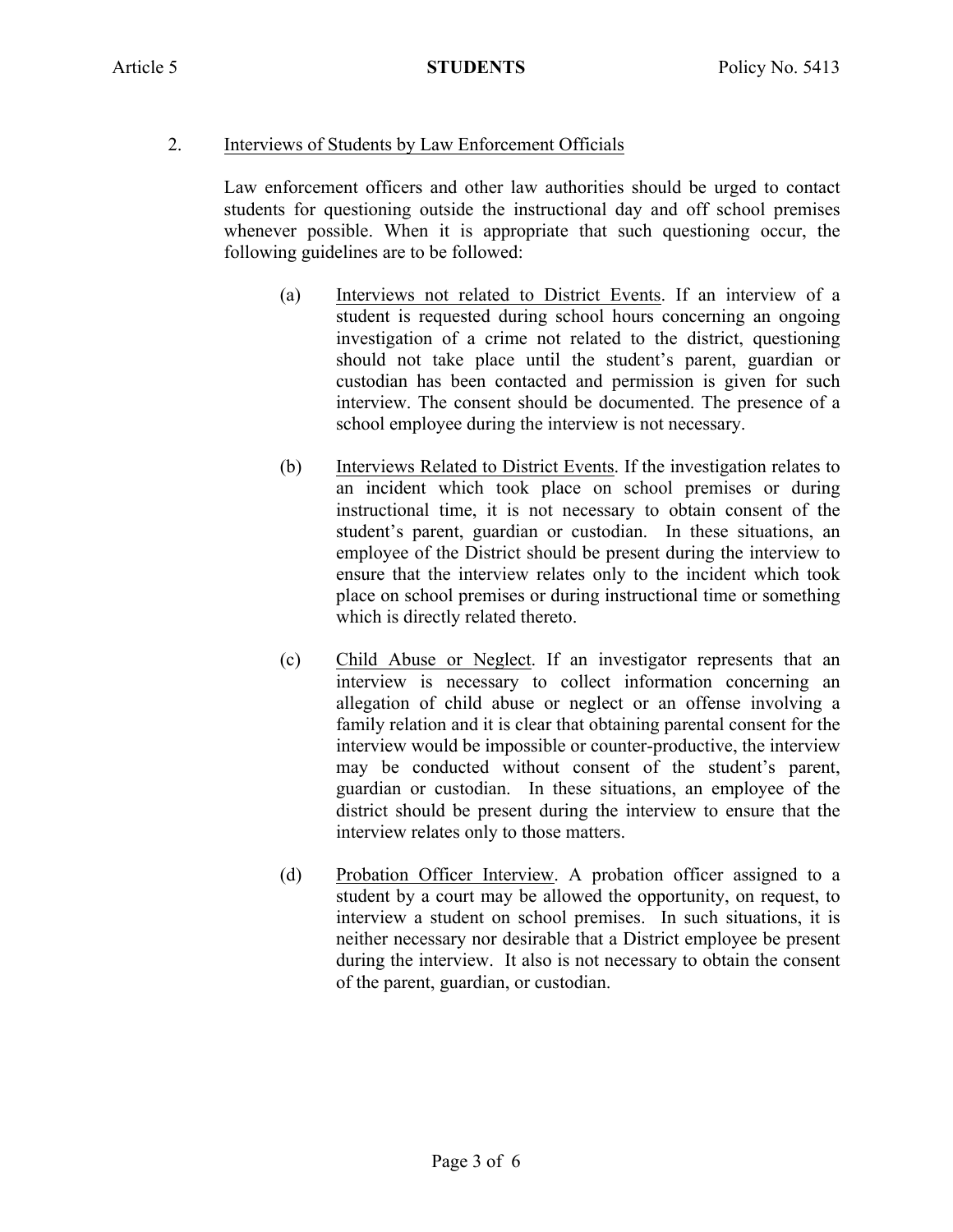2. Interviews of Students by Law Enforcement Officials

Law enforcement officers and other law authorities should be urged to contact students for questioning outside the instructional day and off school premises whenever possible. When it is appropriate that such questioning occur, the following guidelines are to be followed:

(a) Interviews not related to District Events. If an interview of a student is requested during school hours concerning an ongoing investigation of a crime not related to the district, questioning should not take place until the student's parent, guardian or custodian has been contacted and permission is given for such interview. The consent should be documented. The presence of a school employee during the interview is not necessary.

(b) Interviews Related to District Events. If the investigation relates to an incident which took place on school premises or during instructional time, it is not necessary to obtain consent of the student's parent, guardian or custodian. In these situations, an employee of the District should be present during the interview to ensure that the interview relates only to the incident which took place on school premises or during instructional time or something which is directly related thereto.

(c) Child Abuse or Neglect. If an investigator represents that an interview is necessary to collect information concerning an allegation of child abuse or neglect or an offense involving a family relation and it is clear that obtaining parental consent for the interview would be impossible or counter-productive, the interview may be conducted without consent of the student's parent, guardian or custodian. In these situations, an employee of the district should be present during the interview to ensure that the interview relates only to those matters.

(d) Probation Officer Interview. A probation officer assigned to a student by a court may be allowed the opportunity, on request, to interview a student on school premises. In such situations, it is neither necessary nor desirable that a District employee be present during the interview. It also is not necessary to obtain the consent of the parent, guardian, or custodian.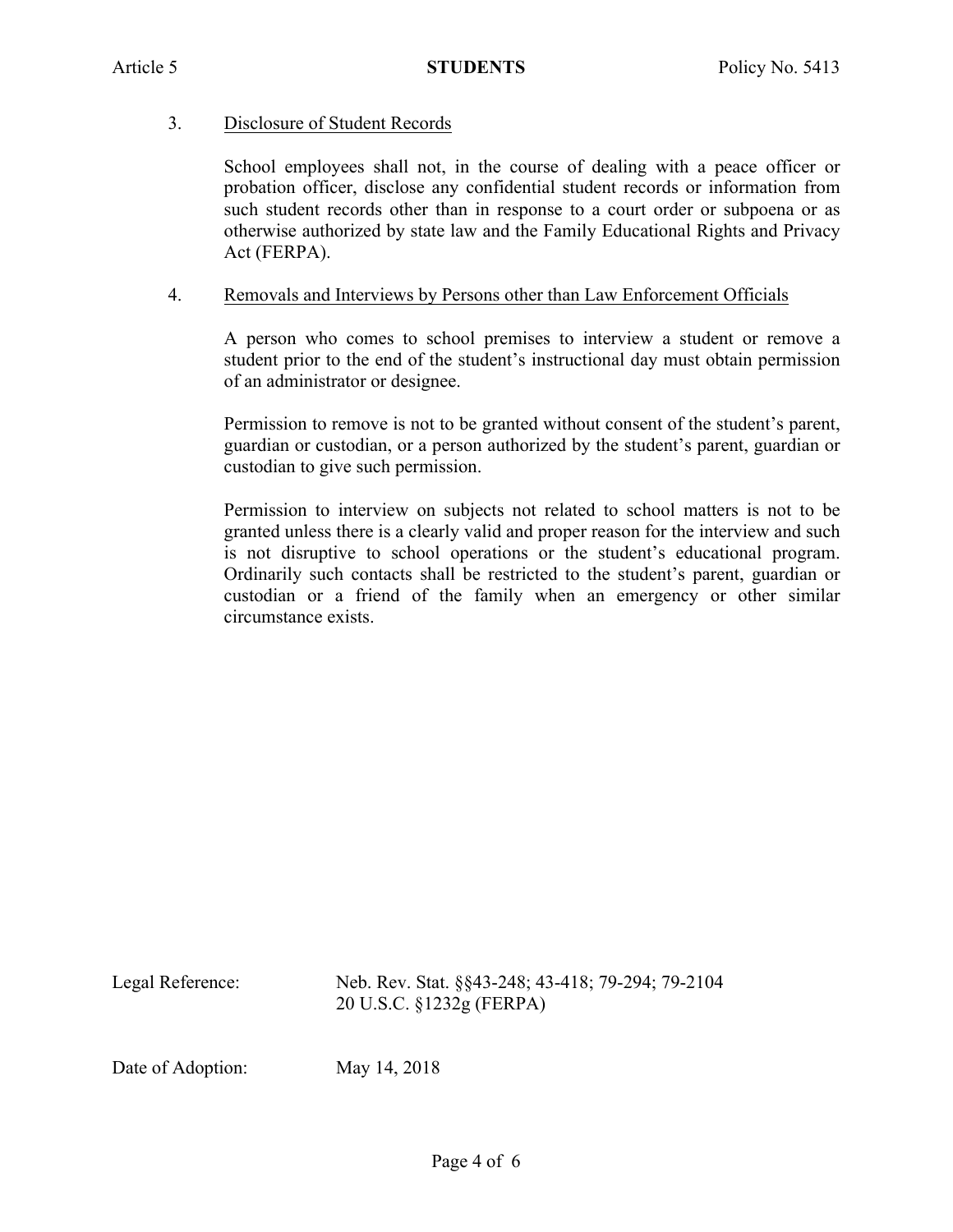3. Disclosure of Student Records

   School employees shall not, in the course of dealing with a peace officer or probation officer, disclose any confidential student records or information from such student records other than in response to a court order or subpoena or as otherwise authorized by state law and the Family Educational Rights and Privacy Act (FERPA).

4. Removals and Interviews by Persons other than Law Enforcement Officials

   A person who comes to school premises to interview a student or remove a student prior to the end of the student's instructional day must obtain permission of an administrator or designee.

   Permission to remove is not to be granted without consent of the student's parent, guardian or custodian, or a person authorized by the student's parent, guardian or custodian to give such permission.

   Permission to interview on subjects not related to school matters is not to be granted unless there is a clearly valid and proper reason for the interview and such is not disruptive to school operations or the student's educational program. Ordinarily such contacts shall be restricted to the student's parent, guardian or custodian or a friend of the family when an emergency or other similar circumstance exists.

Legal Reference: Neb. Rev. Stat. §§43-248; 43-418; 79-294; 79-2104
20 U.S.C. §1232g (FERPA)

Date of Adoption: May 14, 2018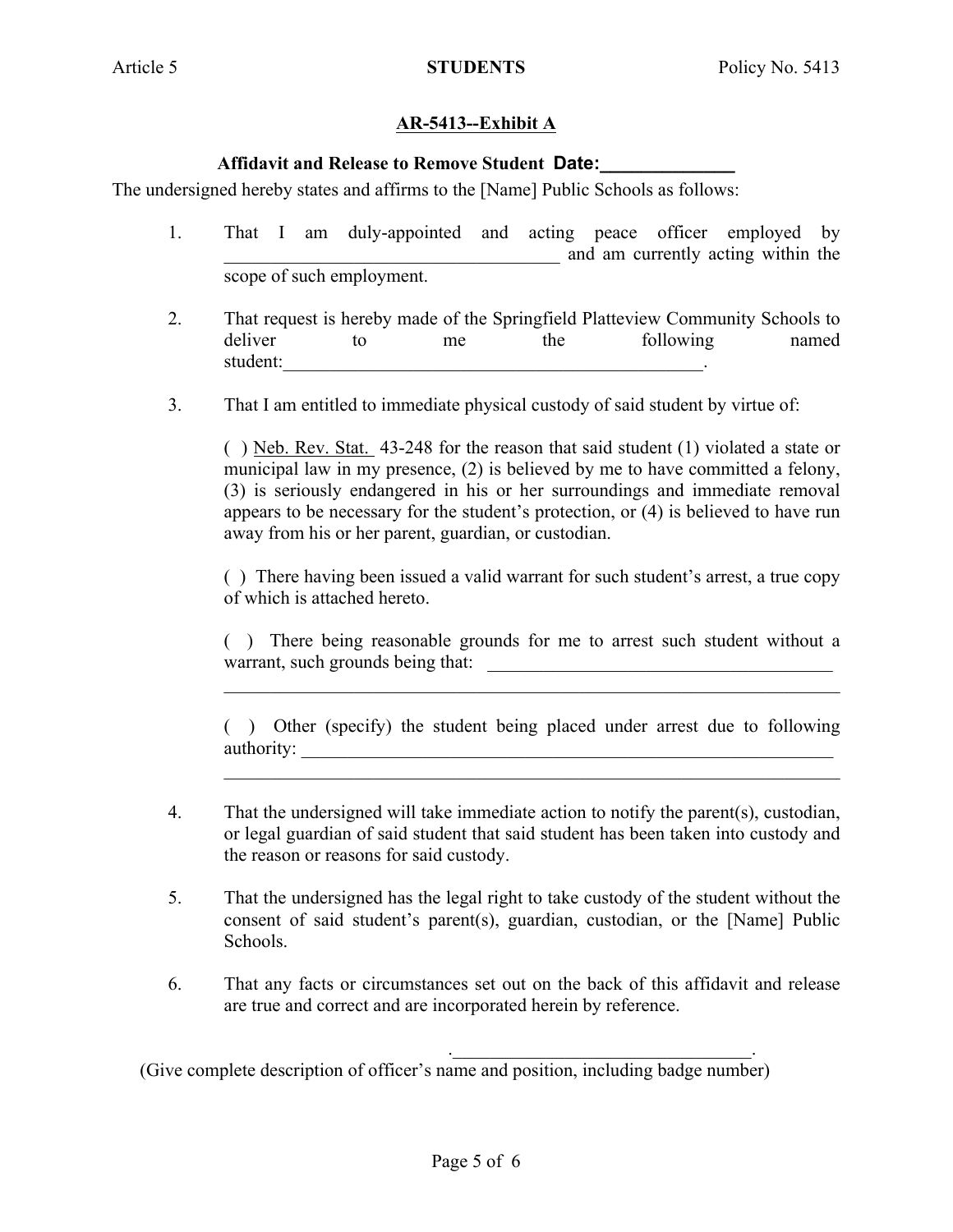## AR-5413--Exhibit A

**Affidavit and Release to Remove Student** **Date:______________**

The undersigned hereby states and affirms to the [Name] Public Schools as follows:

1. That I am duly-appointed and acting peace officer employed by ___________________________________ and am currently acting within the scope of such employment.

2. That request is hereby made of the Springfield Platteview Community Schools to deliver to me the following named student:_____________________________________________.

3. That I am entitled to immediate physical custody of said student by virtue of:

   ( ) Neb. Rev. Stat. 43-248 for the reason that said student (1) violated a state or municipal law in my presence, (2) is believed by me to have committed a felony, (3) is seriously endangered in his or her surroundings and immediate removal appears to be necessary for the student's protection, or (4) is believed to have run away from his or her parent, guardian, or custodian.

   ( ) There having been issued a valid warrant for such student's arrest, a true copy of which is attached hereto.

   ( ) There being reasonable grounds for me to arrest such student without a warrant, such grounds being that: ______________________________________
   _________________________________________________________________

   ( ) Other (specify) the student being placed under arrest due to following authority: ____________________________________________________________
   _________________________________________________________________

4. That the undersigned will take immediate action to notify the parent(s), custodian, or legal guardian of said student that said student has been taken into custody and the reason or reasons for said custody.

5. That the undersigned has the legal right to take custody of the student without the consent of said student's parent(s), guardian, custodian, or the [Name] Public Schools.

6. That any facts or circumstances set out on the back of this affidavit and release are true and correct and are incorporated herein by reference.

.________________________________.

(Give complete description of officer's name and position, including badge number)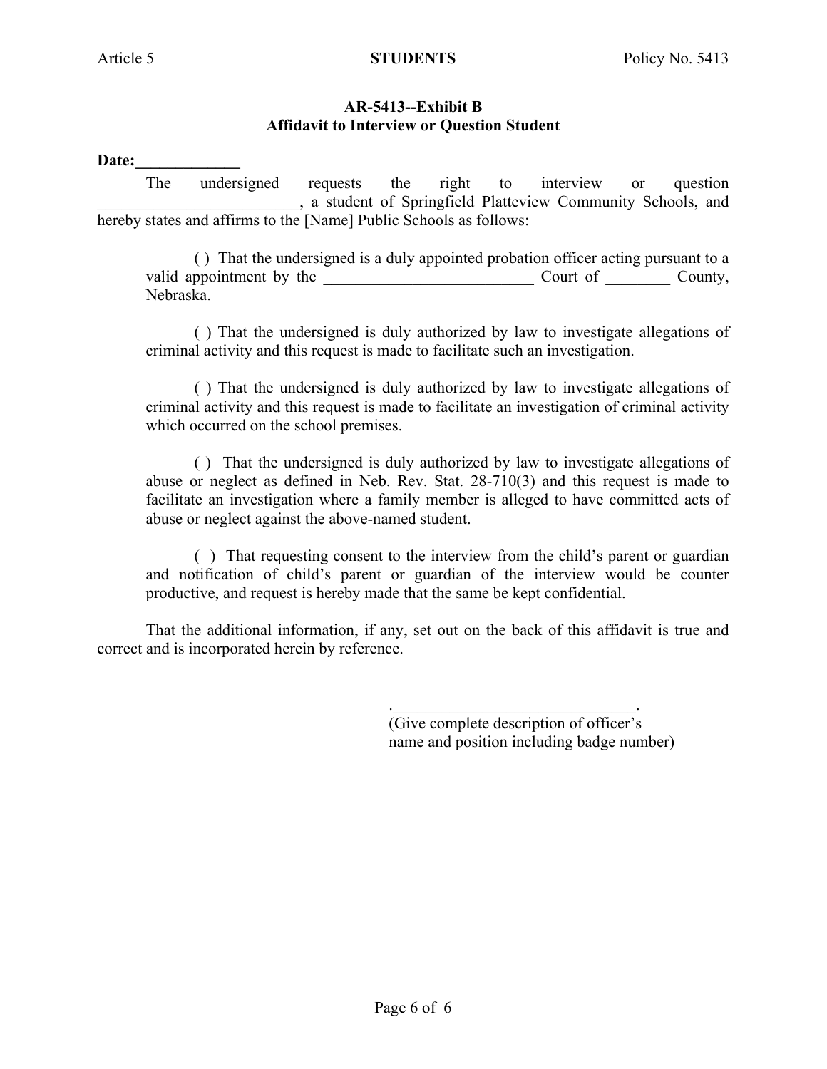### AR-5413--Exhibit B
### Affidavit to Interview or Question Student

**Date:\_\_\_\_\_\_\_\_\_\_\_\_\_**

The undersigned requests the right to interview or question \_\_\_\_\_\_\_\_\_\_\_\_\_\_\_\_\_\_\_\_\_\_\_\_\_, a student of Springfield Platteview Community Schools, and hereby states and affirms to the [Name] Public Schools as follows:

> ( ) That the undersigned is a duly appointed probation officer acting pursuant to a valid appointment by the \_\_\_\_\_\_\_\_\_\_\_\_\_\_\_\_\_\_\_\_\_\_\_\_\_\_ Court of \_\_\_\_\_\_\_\_ County, Nebraska.
>
> ( ) That the undersigned is duly authorized by law to investigate allegations of criminal activity and this request is made to facilitate such an investigation.
>
> ( ) That the undersigned is duly authorized by law to investigate allegations of criminal activity and this request is made to facilitate an investigation of criminal activity which occurred on the school premises.
>
> ( ) That the undersigned is duly authorized by law to investigate allegations of abuse or neglect as defined in Neb. Rev. Stat. 28-710(3) and this request is made to facilitate an investigation where a family member is alleged to have committed acts of abuse or neglect against the above-named student.
>
> ( ) That requesting consent to the interview from the child's parent or guardian and notification of child's parent or guardian of the interview would be counter productive, and request is hereby made that the same be kept confidential.

That the additional information, if any, set out on the back of this affidavit is true and correct and is incorporated herein by reference.

.\_\_\_\_\_\_\_\_\_\_\_\_\_\_\_\_\_\_\_\_\_\_\_\_\_\_\_\_\_\_\_.
(Give complete description of officer's name and position including badge number)